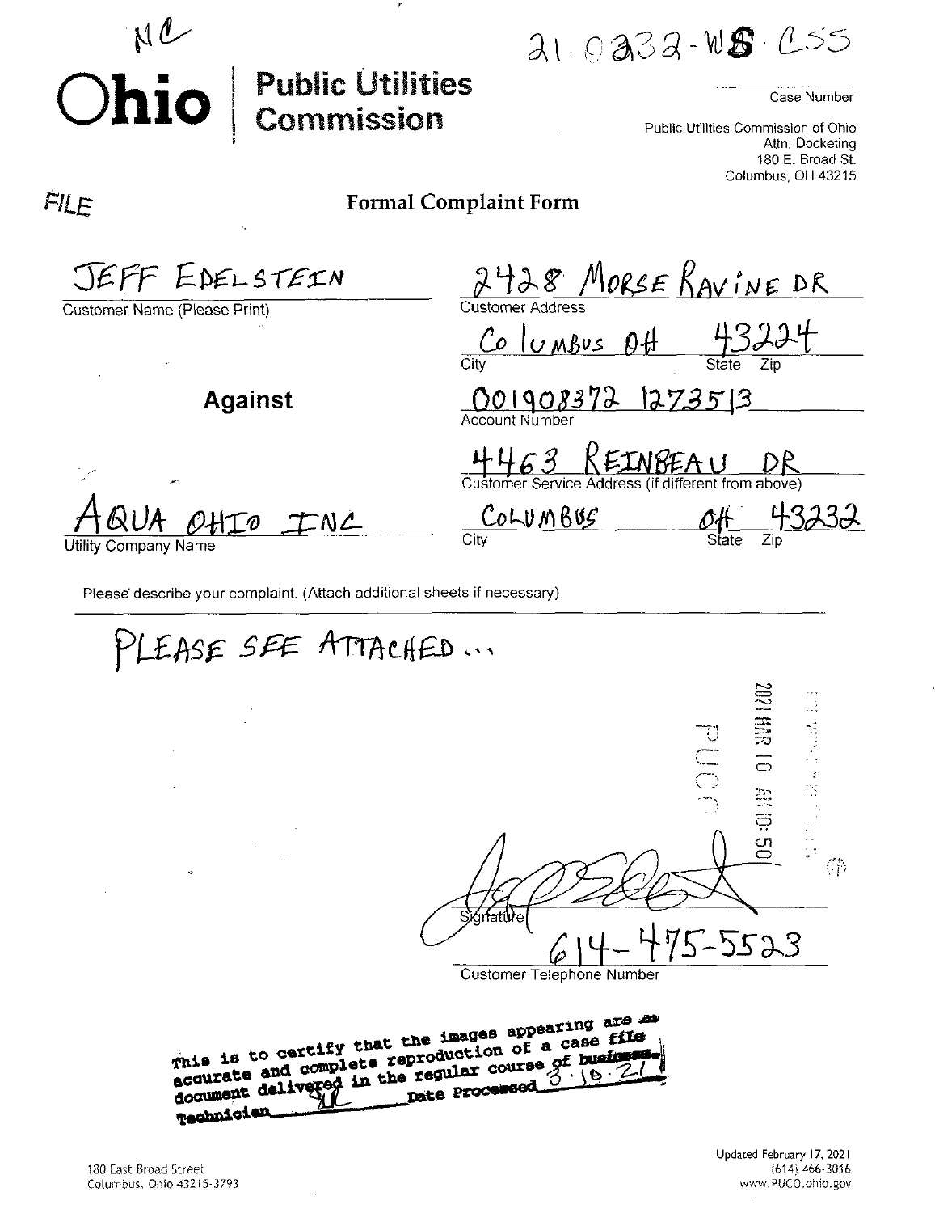NC

21-0232-WS-CSS

Case Number

# Ohio | Public Utilities Commission

Public Utilities Commission of Ohio
Attn: Docketing
180 E. Broad St.
Columbus, OH 43215

FILE

## Formal Complaint Form

JEFF EDELSTEIN
Customer Name (Please Print)

2428 MORSE RAVINE DR
Customer Address

Columbus OH 43224
City State Zip

**Against**

001908372 1273513
Account Number

4463 REINBEAU DR
Customer Service Address (if different from above)

AQUA OHIO INC
Utility Company Name

COLUMBUS OH 43232
City State Zip

Please describe your complaint. (Attach additional sheets if necessary)

PLEASE SEE ATTACHED...

2021 MAR 10 AM 10:50

PUCO

Signature

614-475-5523
Customer Telephone Number

This is to certify that the images appearing are an accurate and complete reproduction of a case file document delivered in the regular course of business. Technician SK Date Processed 3.10.21

180 East Broad Street
Columbus, Ohio 43215-3793

Updated February 17, 2021
(614) 466-3016
www.PUCO.ohio.gov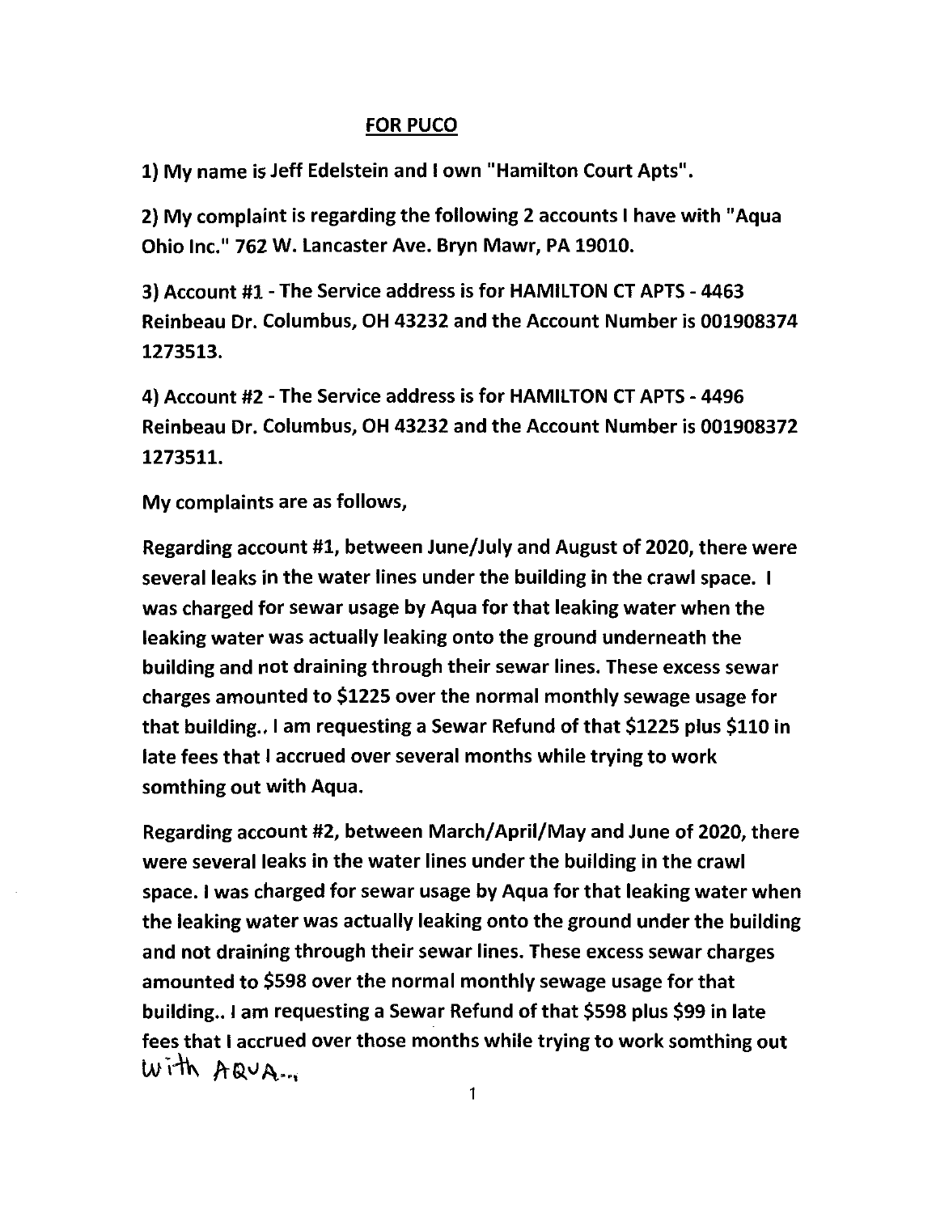## FOR PUCO

1) My name is Jeff Edelstein and I own "Hamilton Court Apts".

2) My complaint is regarding the following 2 accounts I have with "Aqua Ohio Inc." 762 W. Lancaster Ave. Bryn Mawr, PA 19010.

3) Account #1 - The Service address is for HAMILTON CT APTS - 4463 Reinbeau Dr. Columbus, OH 43232 and the Account Number is 001908374 1273513.

4) Account #2 - The Service address is for HAMILTON CT APTS - 4496 Reinbeau Dr. Columbus, OH 43232 and the Account Number is 001908372 1273511.

My complaints are as follows,

Regarding account #1, between June/July and August of 2020, there were several leaks in the water lines under the building in the crawl space. I was charged for sewar usage by Aqua for that leaking water when the leaking water was actually leaking onto the ground underneath the building and not draining through their sewar lines. These excess sewar charges amounted to $1225 over the normal monthly sewage usage for that building.. I am requesting a Sewar Refund of that $1225 plus $110 in late fees that I accrued over several months while trying to work somthing out with Aqua.

Regarding account #2, between March/April/May and June of 2020, there were several leaks in the water lines under the building in the crawl space. I was charged for sewar usage by Aqua for that leaking water when the leaking water was actually leaking onto the ground under the building and not draining through their sewar lines. These excess sewar charges amounted to $598 over the normal monthly sewage usage for that building.. I am requesting a Sewar Refund of that $598 plus $99 in late fees that I accrued over those months while trying to work somthing out with AQUA...